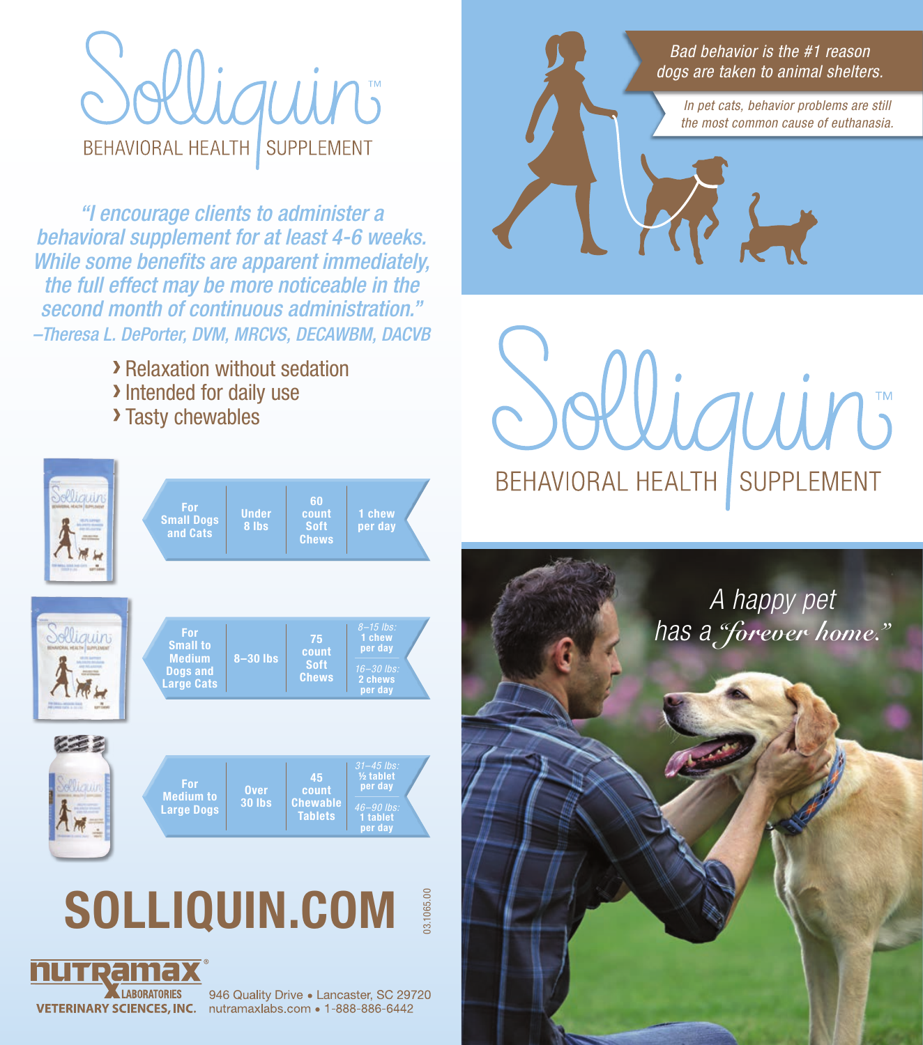# Solliquin™

BEHAVIORAL HEALTH | SUPPLEMENT

*"I encourage clients to administer a behavioral supplement for at least 4-6 weeks. While some benefits are apparent immediately, the full effect may be more noticeable in the second month of continuous administration."*
*–Theresa L. DePorter, DVM, MRCVS, DECAWBM, DACVB*

- Relaxation without sedation
- Intended for daily use
- Tasty chewables

| For | Weight | Count | Dosage |
|---|---|---|---|
| For Small Dogs and Cats | Under 8 lbs | 60 count Soft Chews | 1 chew per day |
| For Small to Medium Dogs and Large Cats | 8–30 lbs | 75 count Soft Chews | *8–15 lbs:* 1 chew per day; *16–30 lbs:* 2 chews per day |
| For Medium to Large Dogs | Over 30 lbs | 45 count Chewable Tablets | *31–45 lbs:* ½ tablet per day; *46–90 lbs:* 1 tablet per day |

## SOLLIQUIN.COM

03.1065.00

NUTRAMAX LABORATORIES VETERINARY SCIENCES, INC.
946 Quality Drive • Lancaster, SC 29720
nutramaxlabs.com • 1-888-886-6442

*Bad behavior is the #1 reason dogs are taken to animal shelters.*

*In pet cats, behavior problems are still the most common cause of euthanasia.*

# Solliquin™

BEHAVIORAL HEALTH | SUPPLEMENT

*A happy pet has a "forever home."*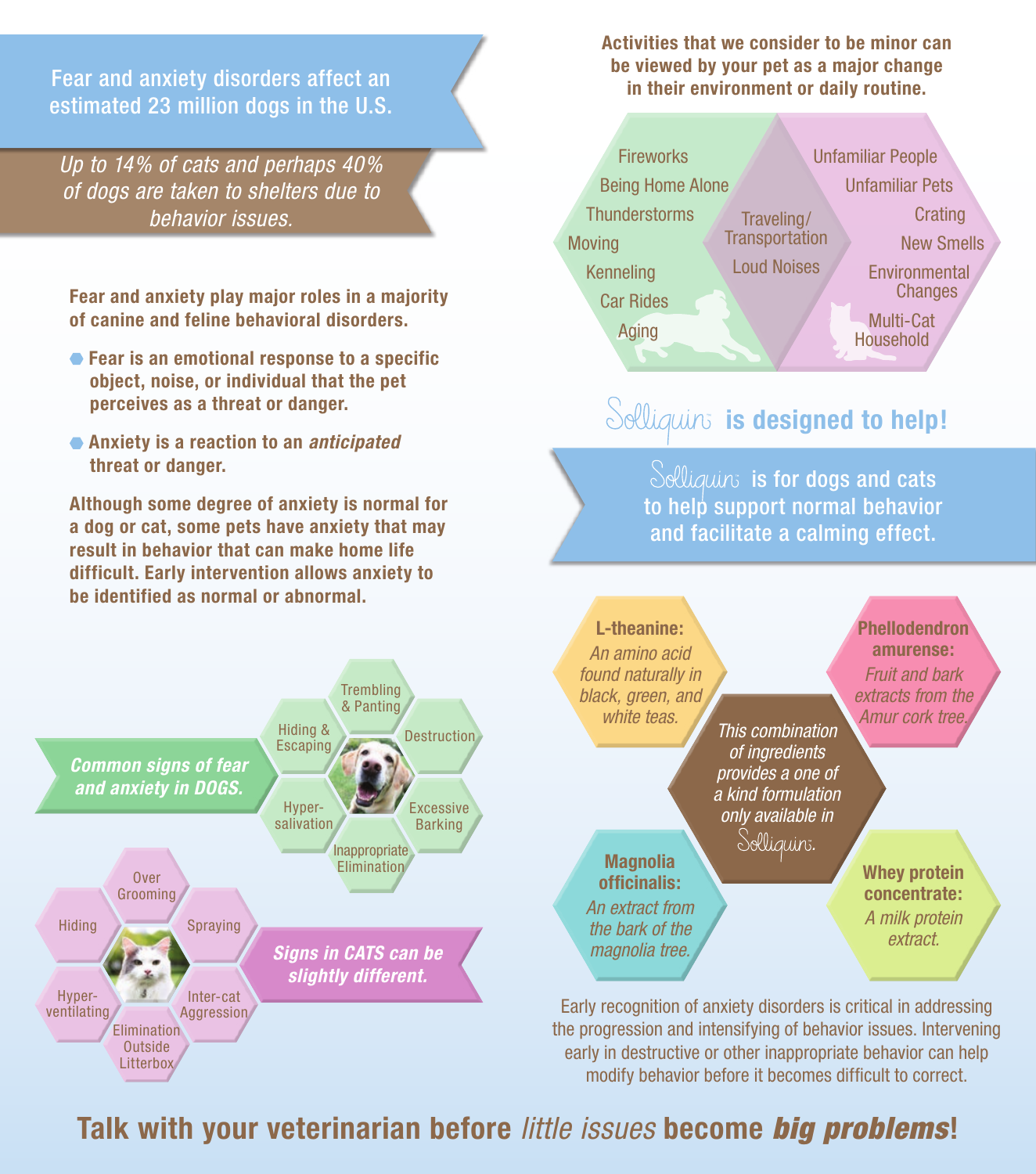Fear and anxiety disorders affect an estimated 23 million dogs in the U.S.

*Up to 14% of cats and perhaps 40% of dogs are taken to shelters due to behavior issues.*

**Fear and anxiety play major roles in a majority of canine and feline behavioral disorders.**

- **Fear is an emotional response to a specific object, noise, or individual that the pet perceives as a threat or danger.**
- **Anxiety is a reaction to an *anticipated* threat or danger.**

**Although some degree of anxiety is normal for a dog or cat, some pets have anxiety that may result in behavior that can make home life difficult. Early intervention allows anxiety to be identified as normal or abnormal.**

***Common signs of fear and anxiety in DOGS.***

Trembling & Panting

Hiding & Escaping

Destruction

Hyper-salivation

Excessive Barking

Inappropriate Elimination

***Signs in CATS can be slightly different.***

Over Grooming

Hiding

Spraying

Hyper-ventilating

Inter-cat Aggression

Elimination Outside Litterbox

**Activities that we consider to be minor can be viewed by your pet as a major change in their environment or daily routine.**

Fireworks

Being Home Alone

Thunderstorms

Moving

Kenneling

Car Rides

Aging

Traveling/ Transportation

Loud Noises

Unfamiliar People

Unfamiliar Pets

Crating

New Smells

Environmental Changes

Multi-Cat Household

## Solliquin **is designed to help!**

Solliquin is for dogs and cats to help support normal behavior and facilitate a calming effect.

**L-theanine:** *An amino acid found naturally in black, green, and white teas.*

**Phellodendron amurense:** *Fruit and bark extracts from the Amur cork tree.*

*This combination of ingredients provides a one of a kind formulation only available in Solliquin.*

**Magnolia officinalis:** *An extract from the bark of the magnolia tree.*

**Whey protein concentrate:** *A milk protein extract.*

Early recognition of anxiety disorders is critical in addressing the progression and intensifying of behavior issues. Intervening early in destructive or other inappropriate behavior can help modify behavior before it becomes difficult to correct.

**Talk with your veterinarian before *little issues* become *big problems*!**